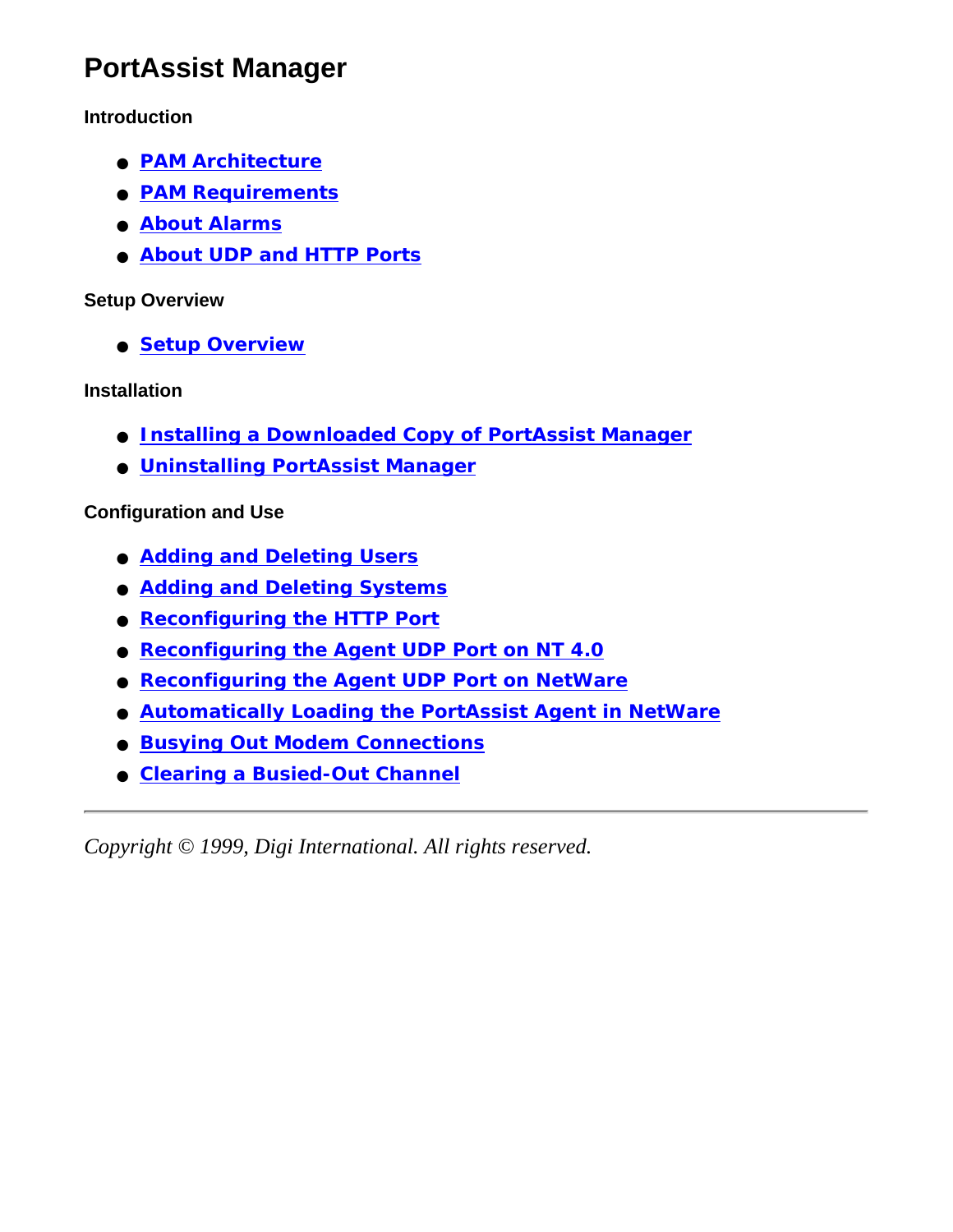# PortAssist Manager

### Introduction

- PAM Architecture
- PAM Requirements
- About Alarms
- About UDP and HTTP Ports

### Setup Overview

- Setup Overview

### Installation

- Installing a Downloaded Copy of PortAssist Manager
- Uninstalling PortAssist Manager

### Configuration and Use

- Adding and Deleting Users
- Adding and Deleting Systems
- Reconfiguring the HTTP Port
- Reconfiguring the Agent UDP Port on NT 4.0
- Reconfiguring the Agent UDP Port on NetWare
- Automatically Loading the PortAssist Agent in NetWare
- Busying Out Modem Connections
- Clearing a Busied-Out Channel

---

*Copyright © 1999, Digi International. All rights reserved.*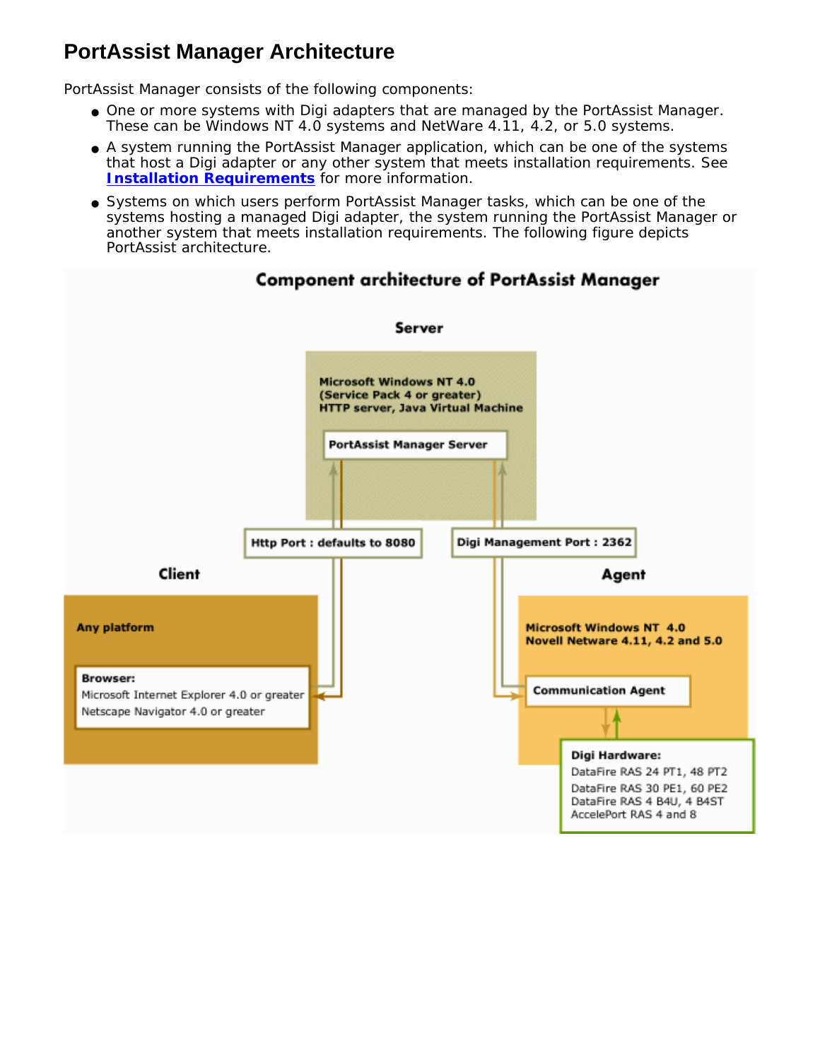## PortAssist Manager Architecture

PortAssist Manager consists of the following components:

- One or more systems with Digi adapters that are managed by the PortAssist Manager. These can be Windows NT 4.0 systems and NetWare 4.11, 4.2, or 5.0 systems.
- A system running the PortAssist Manager application, which can be one of the systems that host a Digi adapter or any other system that meets installation requirements. See **Installation Requirements** for more information.
- Systems on which users perform PortAssist Manager tasks, which can be one of the systems hosting a managed Digi adapter, the system running the PortAssist Manager or another system that meets installation requirements. The following figure depicts PortAssist architecture.

**Component architecture of PortAssist Manager**

**Server**

**Microsoft Windows NT 4.0 (Service Pack 4 or greater) HTTP server, Java Virtual Machine**

**PortAssist Manager Server**

**Http Port : defaults to 8080**

**Digi Management Port : 2362**

**Client**

**Any platform**

**Browser:**
Microsoft Internet Explorer 4.0 or greater
Netscape Navigator 4.0 or greater

**Agent**

**Microsoft Windows NT 4.0**
**Novell Netware 4.11, 4.2 and 5.0**

**Communication Agent**

**Digi Hardware:**
DataFire RAS 24 PT1, 48 PT2
DataFire RAS 30 PE1, 60 PE2
DataFire RAS 4 B4U, 4 B4ST
AccelePort RAS 4 and 8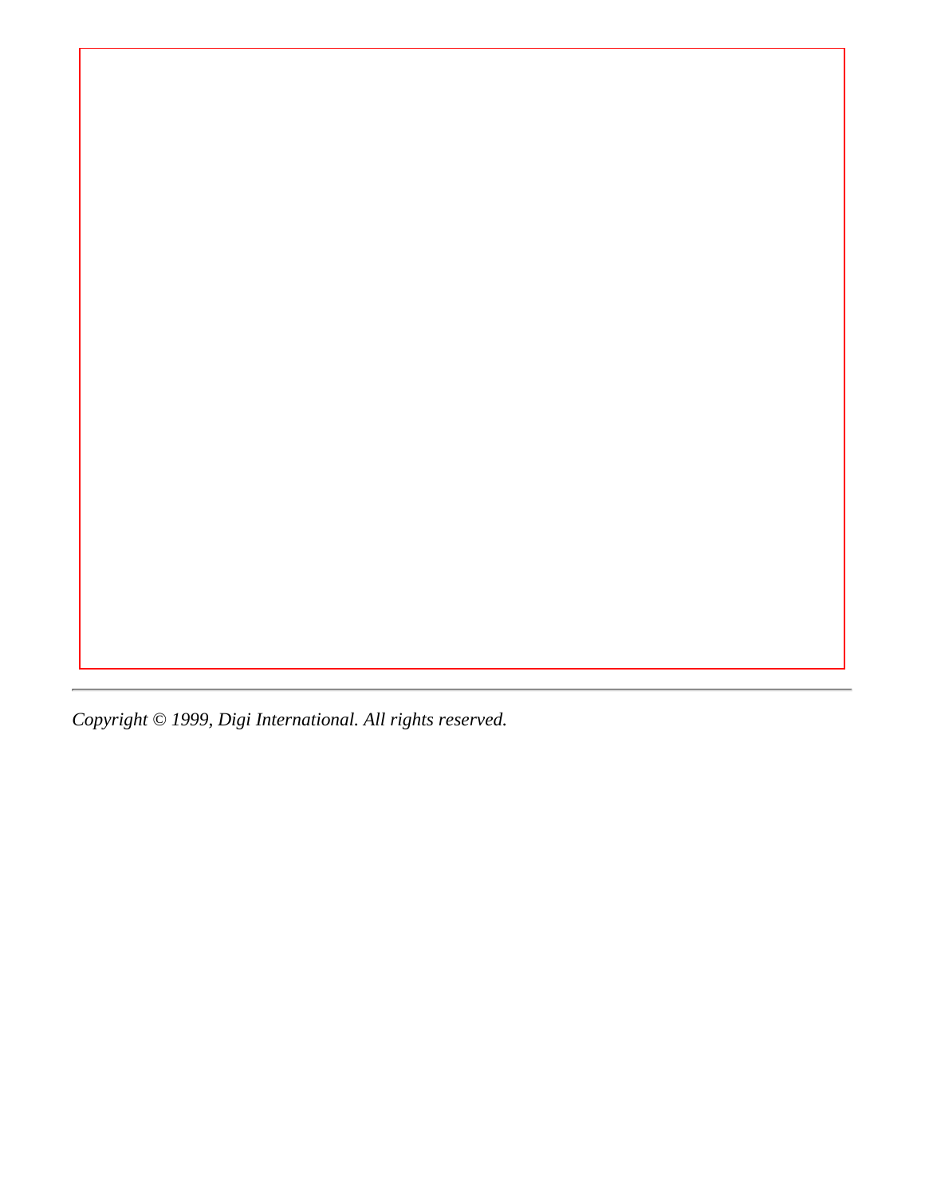*Copyright © 1999, Digi International. All rights reserved.*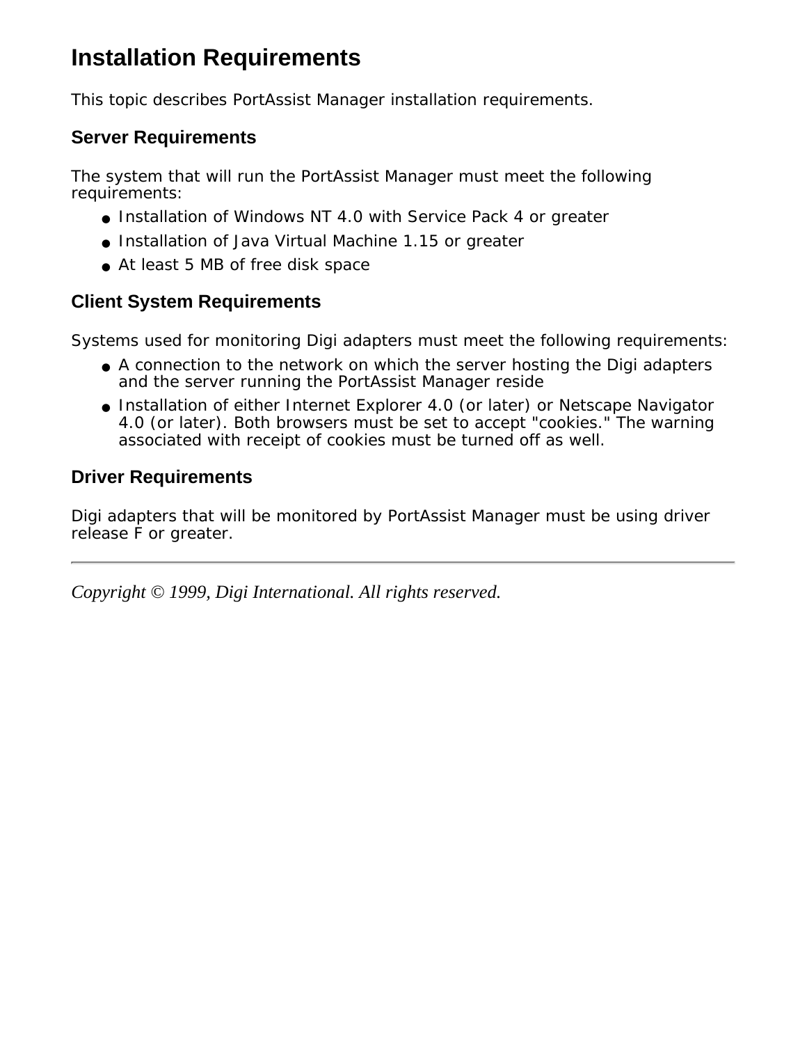# Installation Requirements

This topic describes PortAssist Manager installation requirements.

## Server Requirements

The system that will run the PortAssist Manager must meet the following requirements:

- Installation of Windows NT 4.0 with Service Pack 4 or greater
- Installation of Java Virtual Machine 1.15 or greater
- At least 5 MB of free disk space

## Client System Requirements

Systems used for monitoring Digi adapters must meet the following requirements:

- A connection to the network on which the server hosting the Digi adapters and the server running the PortAssist Manager reside
- Installation of either Internet Explorer 4.0 (or later) or Netscape Navigator 4.0 (or later). Both browsers must be set to accept "cookies." The warning associated with receipt of cookies must be turned off as well.

## Driver Requirements

Digi adapters that will be monitored by PortAssist Manager must be using driver release F or greater.

---

*Copyright © 1999, Digi International. All rights reserved.*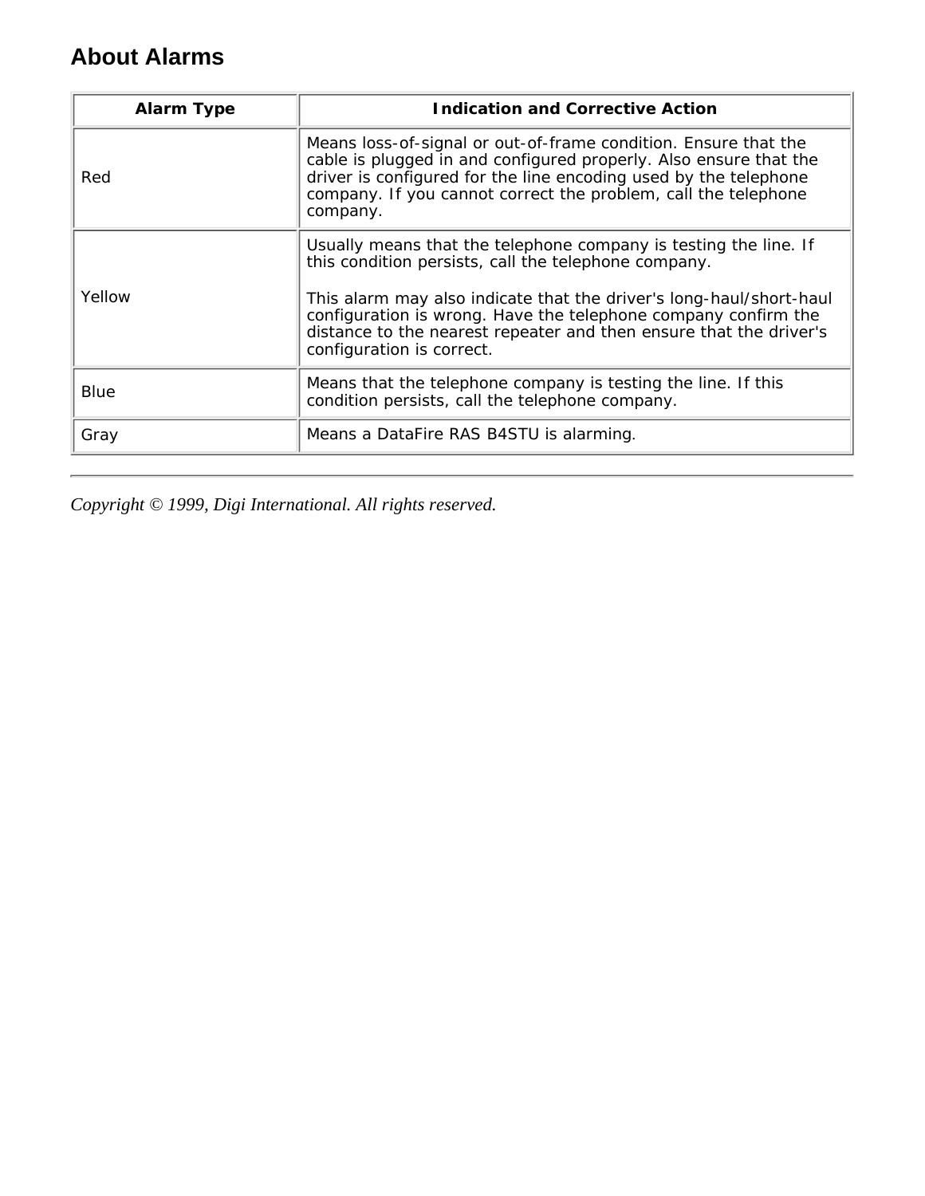## About Alarms

| Alarm Type | Indication and Corrective Action |
| --- | --- |
| Red | Means loss-of-signal or out-of-frame condition. Ensure that the cable is plugged in and configured properly. Also ensure that the driver is configured for the line encoding used by the telephone company. If you cannot correct the problem, call the telephone company. |
| Yellow | Usually means that the telephone company is testing the line. If this condition persists, call the telephone company.<br><br>This alarm may also indicate that the driver's long-haul/short-haul configuration is wrong. Have the telephone company confirm the distance to the nearest repeater and then ensure that the driver's configuration is correct. |
| Blue | Means that the telephone company is testing the line. If this condition persists, call the telephone company. |
| Gray | Means a DataFire RAS B4STU is alarming. |

---

*Copyright © 1999, Digi International. All rights reserved.*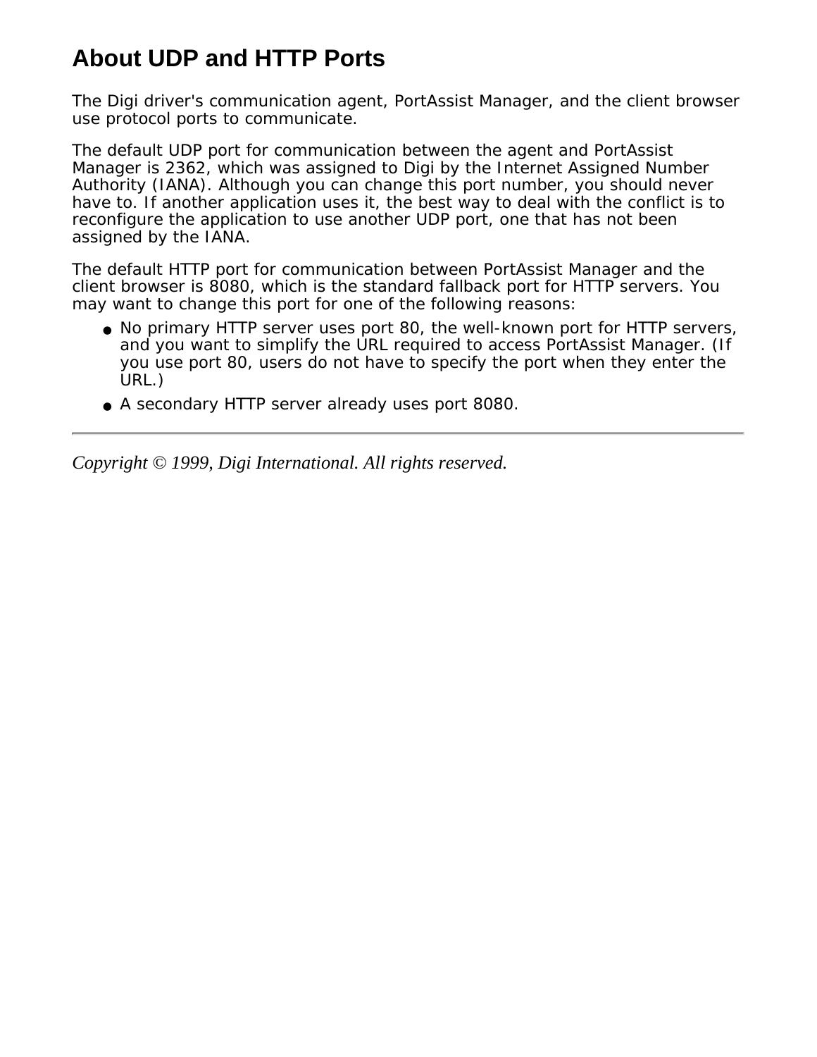# About UDP and HTTP Ports

The Digi driver's communication agent, PortAssist Manager, and the client browser use protocol ports to communicate.

The default UDP port for communication between the agent and PortAssist Manager is 2362, which was assigned to Digi by the Internet Assigned Number Authority (IANA). Although you can change this port number, you should never have to. If another application uses it, the best way to deal with the conflict is to reconfigure the application to use another UDP port, one that has not been assigned by the IANA.

The default HTTP port for communication between PortAssist Manager and the client browser is 8080, which is the standard fallback port for HTTP servers. You may want to change this port for one of the following reasons:

- No primary HTTP server uses port 80, the well-known port for HTTP servers, and you want to simplify the URL required to access PortAssist Manager. (If you use port 80, users do not have to specify the port when they enter the URL.)
- A secondary HTTP server already uses port 8080.

---

*Copyright © 1999, Digi International. All rights reserved.*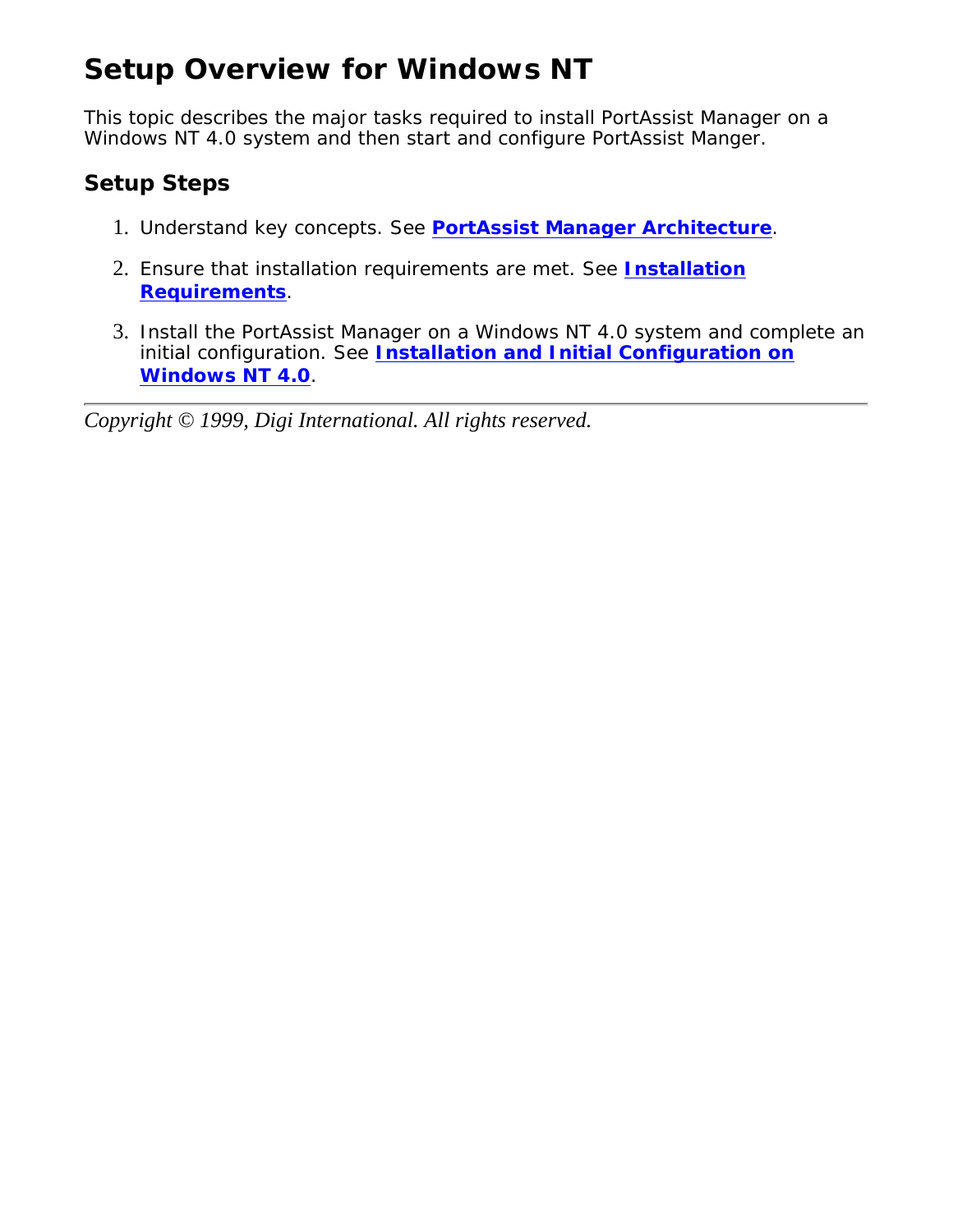# Setup Overview for Windows NT

This topic describes the major tasks required to install PortAssist Manager on a Windows NT 4.0 system and then start and configure PortAssist Manger.

## Setup Steps

1. Understand key concepts. See **PortAssist Manager Architecture**.
2. Ensure that installation requirements are met. See **Installation Requirements**.
3. Install the PortAssist Manager on a Windows NT 4.0 system and complete an initial configuration. See **Installation and Initial Configuration on Windows NT 4.0**.

---

*Copyright © 1999, Digi International. All rights reserved.*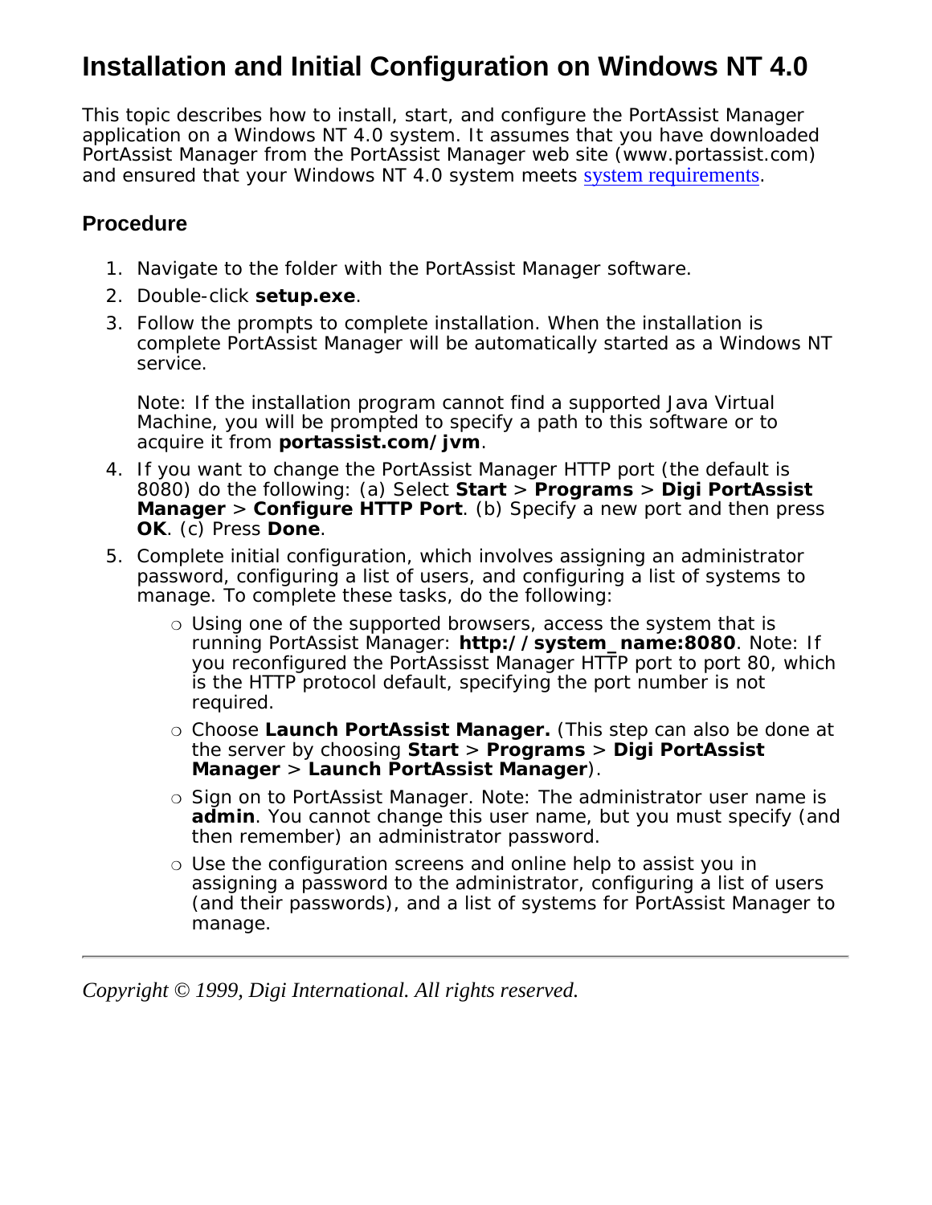# Installation and Initial Configuration on Windows NT 4.0

This topic describes how to install, start, and configure the PortAssist Manager application on a Windows NT 4.0 system. It assumes that you have downloaded PortAssist Manager from the PortAssist Manager web site (www.portassist.com) and ensured that your Windows NT 4.0 system meets system requirements.

## Procedure

1. Navigate to the folder with the PortAssist Manager software.
2. Double-click **setup.exe**.
3. Follow the prompts to complete installation. When the installation is complete PortAssist Manager will be automatically started as a Windows NT service.

   Note: If the installation program cannot find a supported Java Virtual Machine, you will be prompted to specify a path to this software or to acquire it from **portassist.com/jvm**.
4. If you want to change the PortAssist Manager HTTP port (the default is 8080) do the following: (a) Select **Start** > **Programs** > **Digi PortAssist Manager** > **Configure HTTP Port**. (b) Specify a new port and then press **OK**. (c) Press **Done**.
5. Complete initial configuration, which involves assigning an administrator password, configuring a list of users, and configuring a list of systems to manage. To complete these tasks, do the following:
   - Using one of the supported browsers, access the system that is running PortAssist Manager: **http://system_name:8080**. Note: If you reconfigured the PortAssisst Manager HTTP port to port 80, which is the HTTP protocol default, specifying the port number is not required.
   - Choose **Launch PortAssist Manager.** (This step can also be done at the server by choosing **Start** > **Programs** > **Digi PortAssist Manager** > **Launch PortAssist Manager**).
   - Sign on to PortAssist Manager. Note: The administrator user name is **admin**. You cannot change this user name, but you must specify (and then remember) an administrator password.
   - Use the configuration screens and online help to assist you in assigning a password to the administrator, configuring a list of users (and their passwords), and a list of systems for PortAssist Manager to manage.

---

*Copyright © 1999, Digi International. All rights reserved.*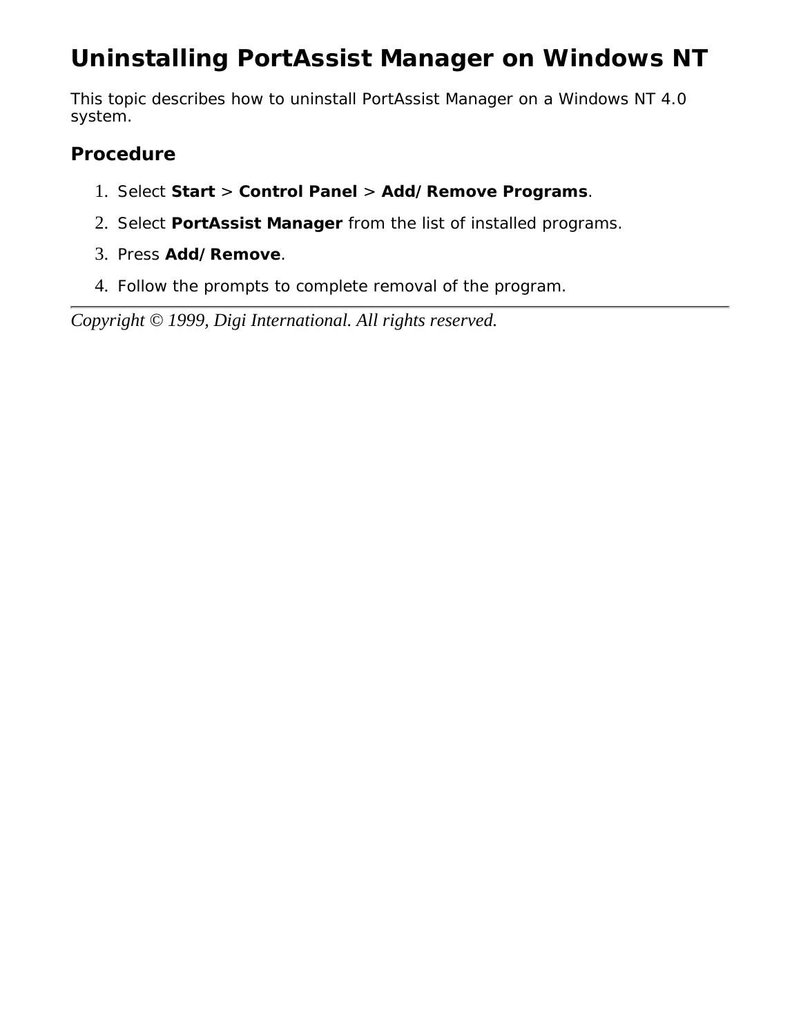# Uninstalling PortAssist Manager on Windows NT

This topic describes how to uninstall PortAssist Manager on a Windows NT 4.0 system.

## Procedure

1. Select **Start** > **Control Panel** > **Add/Remove Programs**.
2. Select **PortAssist Manager** from the list of installed programs.
3. Press **Add/Remove**.
4. Follow the prompts to complete removal of the program.

---

*Copyright © 1999, Digi International. All rights reserved.*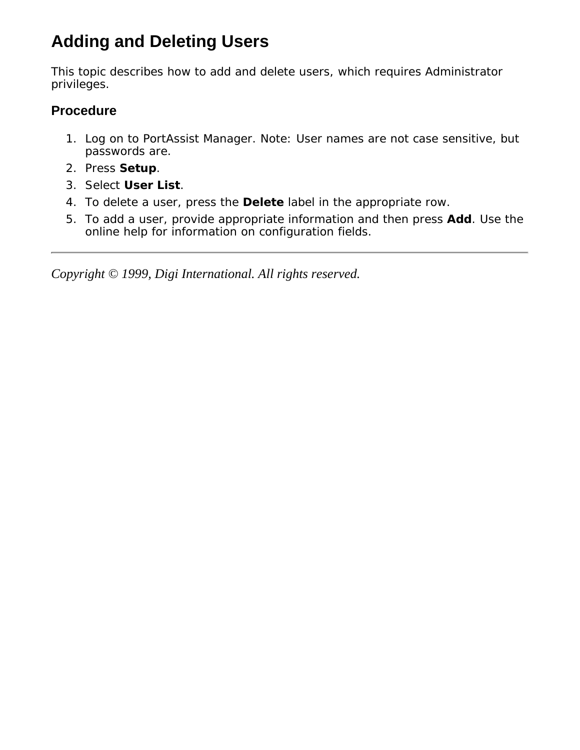# Adding and Deleting Users

This topic describes how to add and delete users, which requires Administrator privileges.

## Procedure

1. Log on to PortAssist Manager. Note: User names are not case sensitive, but passwords are.
2. Press **Setup**.
3. Select **User List**.
4. To delete a user, press the **Delete** label in the appropriate row.
5. To add a user, provide appropriate information and then press **Add**. Use the online help for information on configuration fields.

---

*Copyright © 1999, Digi International. All rights reserved.*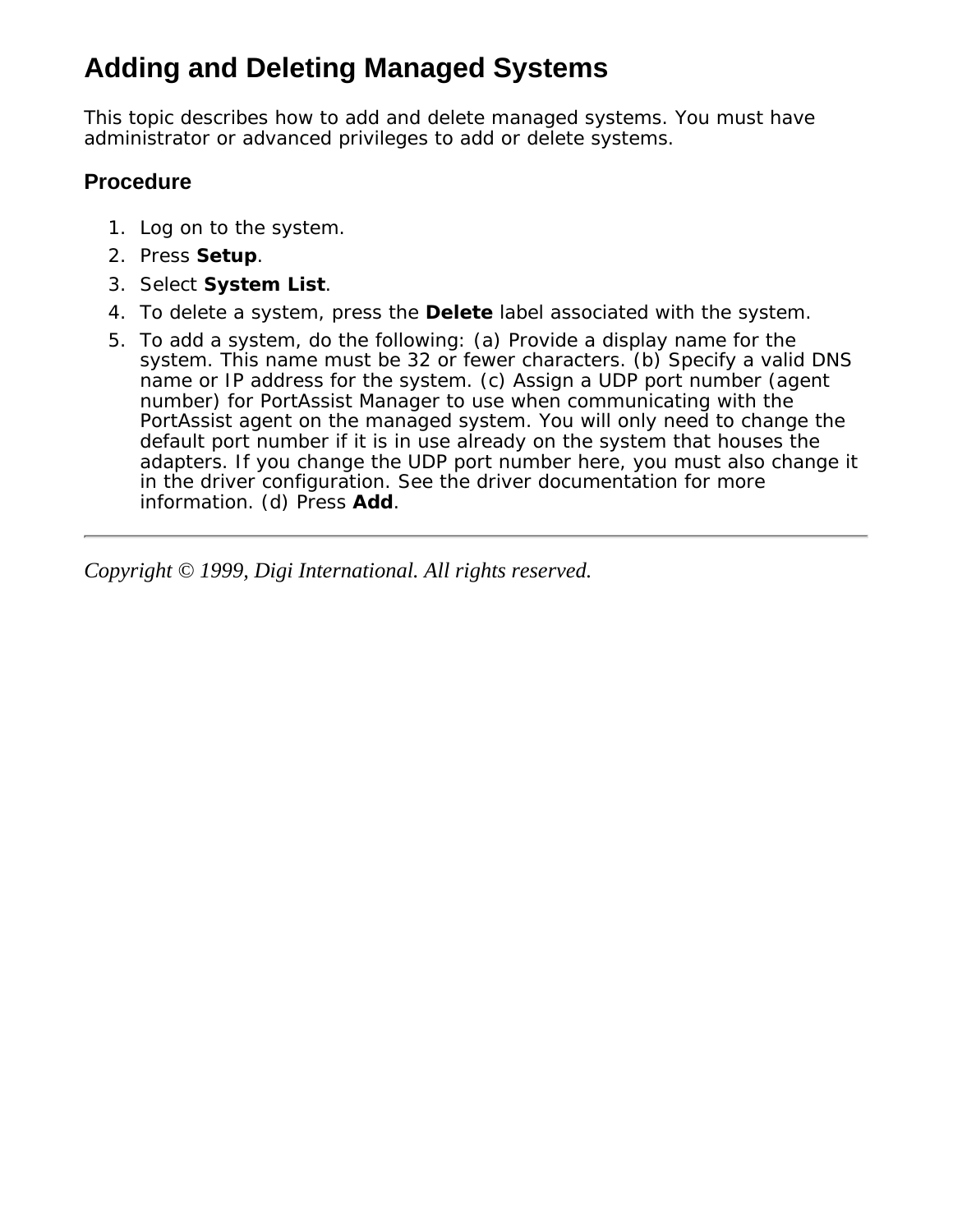# Adding and Deleting Managed Systems

This topic describes how to add and delete managed systems. You must have administrator or advanced privileges to add or delete systems.

## Procedure

1. Log on to the system.
2. Press **Setup**.
3. Select **System List**.
4. To delete a system, press the **Delete** label associated with the system.
5. To add a system, do the following: (a) Provide a display name for the system. This name must be 32 or fewer characters. (b) Specify a valid DNS name or IP address for the system. (c) Assign a UDP port number (agent number) for PortAssist Manager to use when communicating with the PortAssist agent on the managed system. You will only need to change the default port number if it is in use already on the system that houses the adapters. If you change the UDP port number here, you must also change it in the driver configuration. See the driver documentation for more information. (d) Press **Add**.

---

*Copyright © 1999, Digi International. All rights reserved.*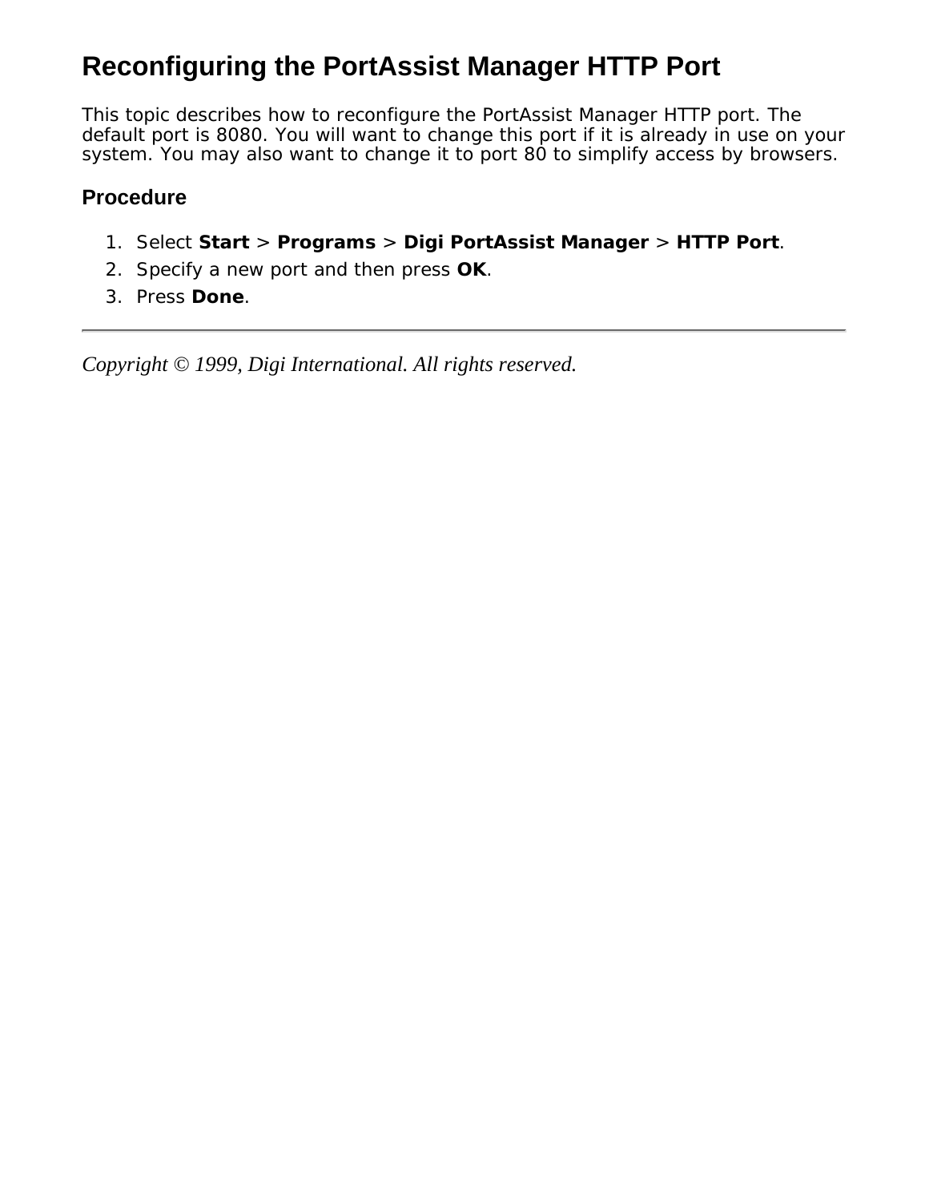# Reconfiguring the PortAssist Manager HTTP Port

This topic describes how to reconfigure the PortAssist Manager HTTP port. The default port is 8080. You will want to change this port if it is already in use on your system. You may also want to change it to port 80 to simplify access by browsers.

## Procedure

1. Select **Start** > **Programs** > **Digi PortAssist Manager** > **HTTP Port**.
2. Specify a new port and then press **OK**.
3. Press **Done**.

---

*Copyright © 1999, Digi International. All rights reserved.*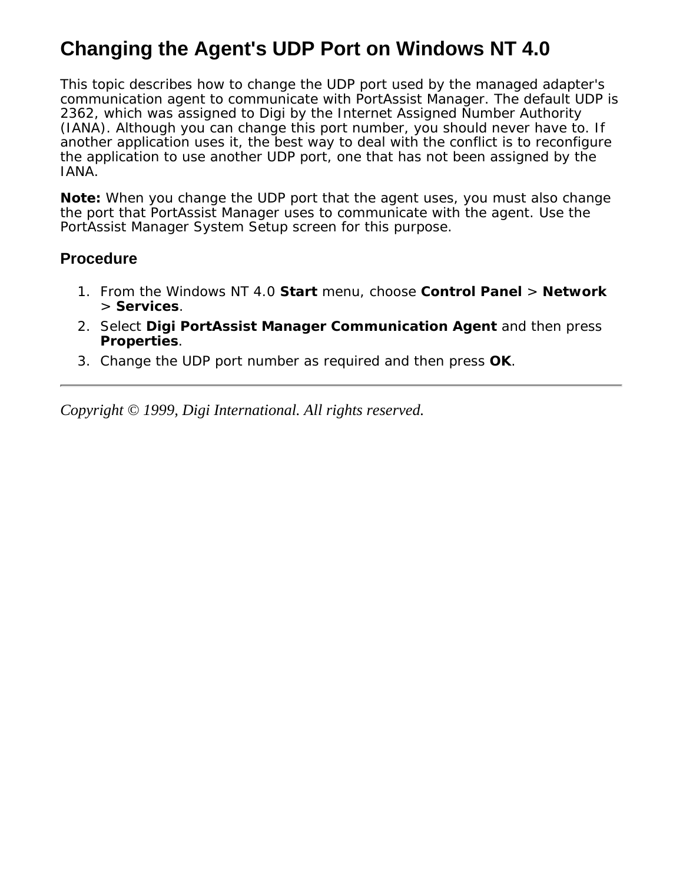# Changing the Agent's UDP Port on Windows NT 4.0

This topic describes how to change the UDP port used by the managed adapter's communication agent to communicate with PortAssist Manager. The default UDP is 2362, which was assigned to Digi by the Internet Assigned Number Authority (IANA). Although you can change this port number, you should never have to. If another application uses it, the best way to deal with the conflict is to reconfigure the application to use another UDP port, one that has not been assigned by the IANA.

**Note:** When you change the UDP port that the agent uses, you must also change the port that PortAssist Manager uses to communicate with the agent. Use the PortAssist Manager System Setup screen for this purpose.

## Procedure

1. From the Windows NT 4.0 **Start** menu, choose **Control Panel** > **Network** > **Services**.
2. Select **Digi PortAssist Manager Communication Agent** and then press **Properties**.
3. Change the UDP port number as required and then press **OK**.

---

*Copyright © 1999, Digi International. All rights reserved.*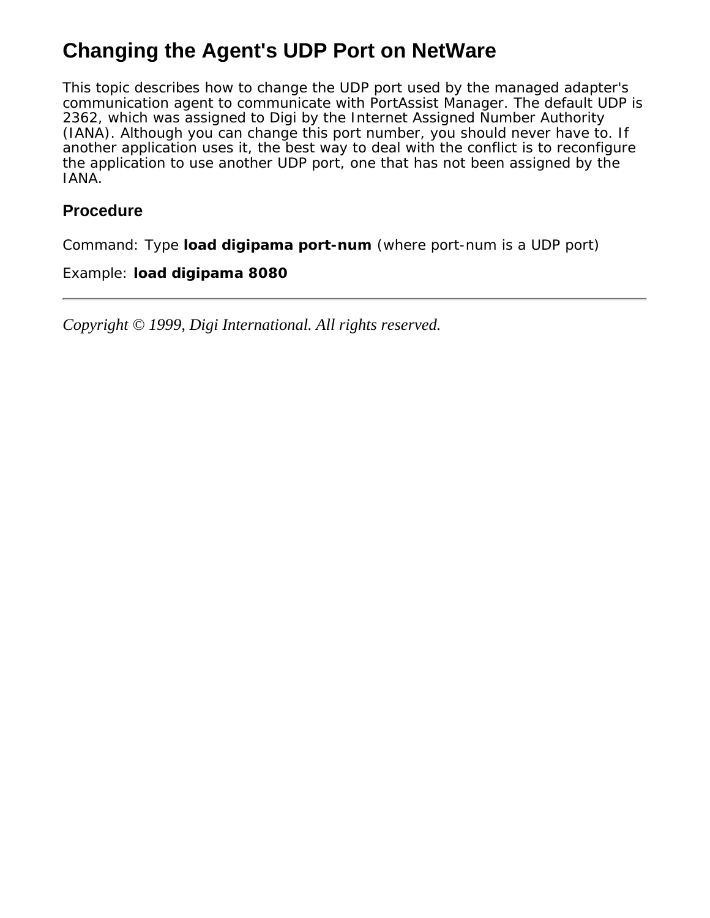# Changing the Agent's UDP Port on NetWare

This topic describes how to change the UDP port used by the managed adapter's communication agent to communicate with PortAssist Manager. The default UDP is 2362, which was assigned to Digi by the Internet Assigned Number Authority (IANA). Although you can change this port number, you should never have to. If another application uses it, the best way to deal with the conflict is to reconfigure the application to use another UDP port, one that has not been assigned by the IANA.

## Procedure

Command: Type **load digipama port-num** (where port-num is a UDP port)

Example: **load digipama 8080**

---

*Copyright © 1999, Digi International. All rights reserved.*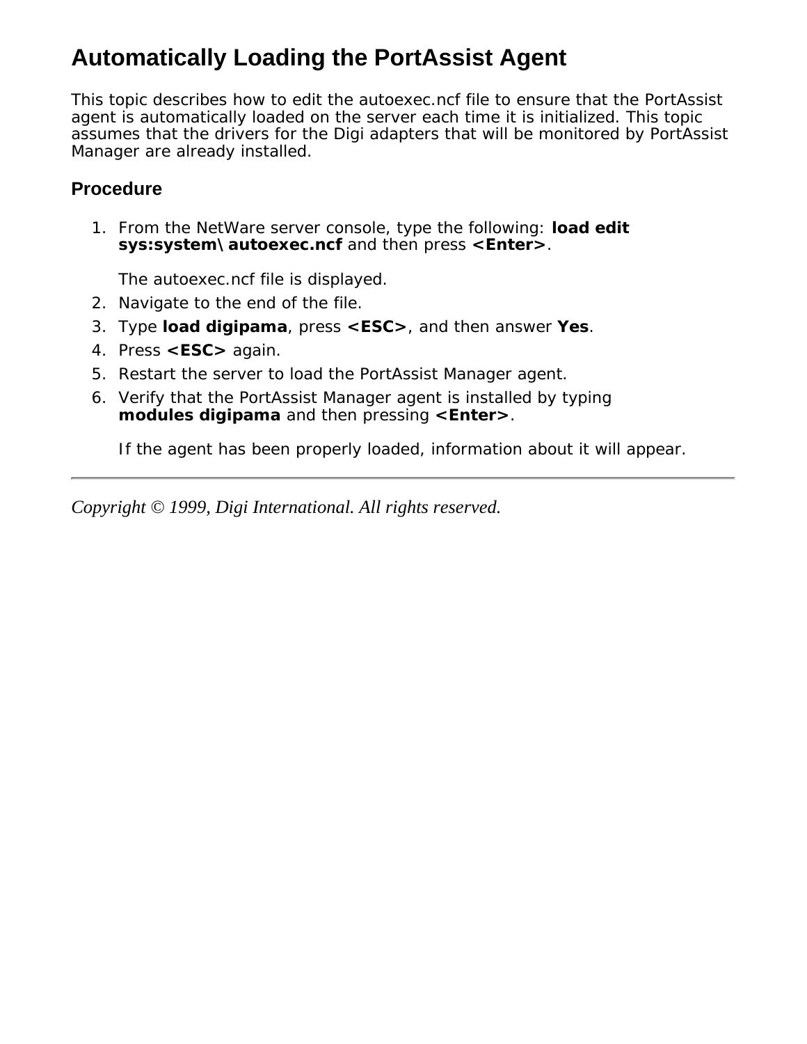# Automatically Loading the PortAssist Agent

This topic describes how to edit the autoexec.ncf file to ensure that the PortAssist agent is automatically loaded on the server each time it is initialized. This topic assumes that the drivers for the Digi adapters that will be monitored by PortAssist Manager are already installed.

## Procedure

1. From the NetWare server console, type the following: **load edit sys:system\autoexec.ncf** and then press **<Enter>**.

   The autoexec.ncf file is displayed.
2. Navigate to the end of the file.
3. Type **load digipama**, press **<ESC>**, and then answer **Yes**.
4. Press **<ESC>** again.
5. Restart the server to load the PortAssist Manager agent.
6. Verify that the PortAssist Manager agent is installed by typing **modules digipama** and then pressing **<Enter>**.

   If the agent has been properly loaded, information about it will appear.

---

*Copyright © 1999, Digi International. All rights reserved.*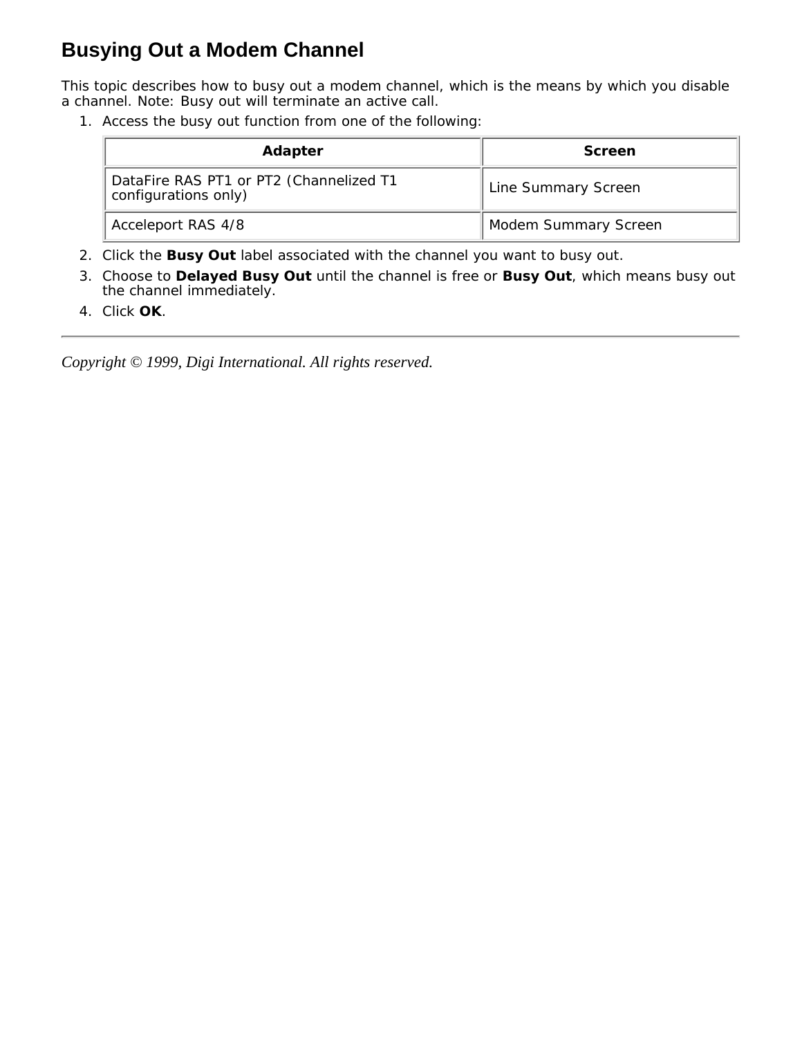# Busying Out a Modem Channel

This topic describes how to busy out a modem channel, which is the means by which you disable a channel. Note: Busy out will terminate an active call.

1. Access the busy out function from one of the following:

| Adapter | Screen |
| --- | --- |
| DataFire RAS PT1 or PT2 (Channelized T1 configurations only) | Line Summary Screen |
| Acceleport RAS 4/8 | Modem Summary Screen |

2. Click the **Busy Out** label associated with the channel you want to busy out.
3. Choose to **Delayed Busy Out** until the channel is free or **Busy Out**, which means busy out the channel immediately.
4. Click **OK**.

---

*Copyright © 1999, Digi International. All rights reserved.*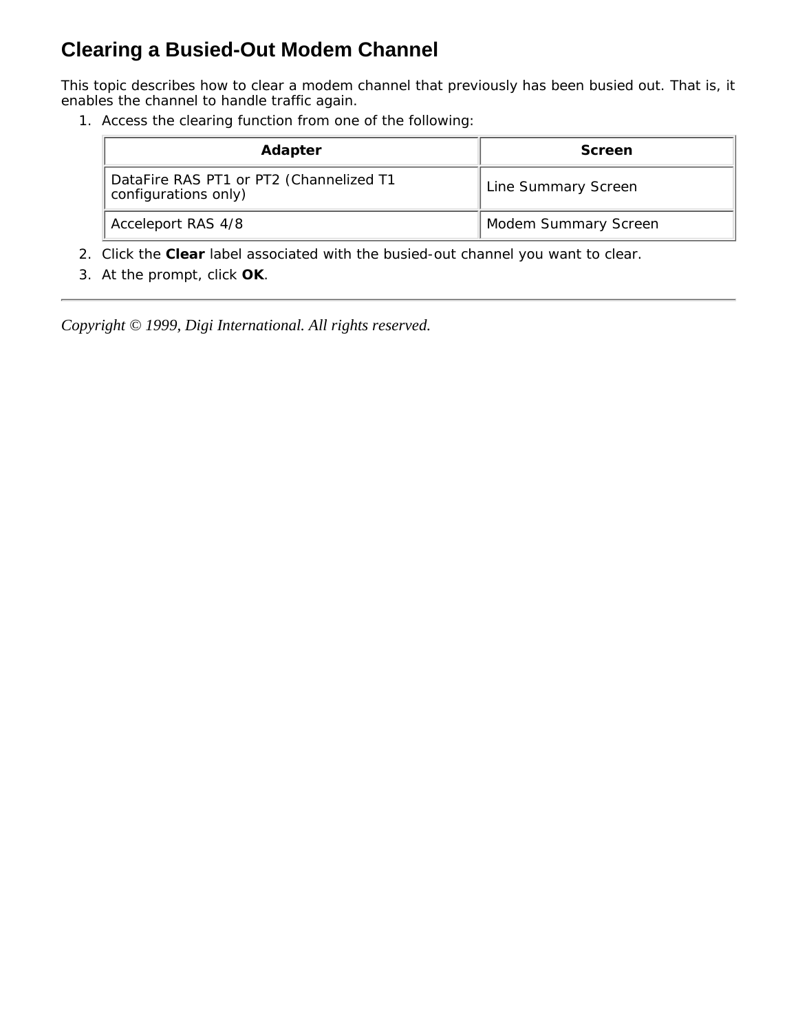# Clearing a Busied-Out Modem Channel

This topic describes how to clear a modem channel that previously has been busied out. That is, it enables the channel to handle traffic again.

1. Access the clearing function from one of the following:

| Adapter | Screen |
|---|---|
| DataFire RAS PT1 or PT2 (Channelized T1 configurations only) | Line Summary Screen |
| Acceleport RAS 4/8 | Modem Summary Screen |

2. Click the **Clear** label associated with the busied-out channel you want to clear.
3. At the prompt, click **OK**.

---

*Copyright © 1999, Digi International. All rights reserved.*